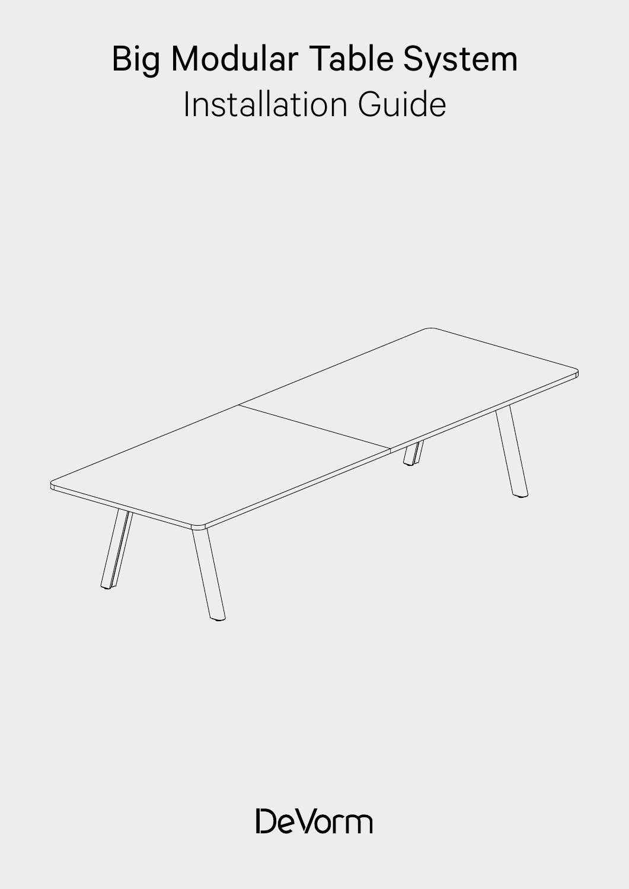# Big Modular Table System

## Installation Guide

DeVorm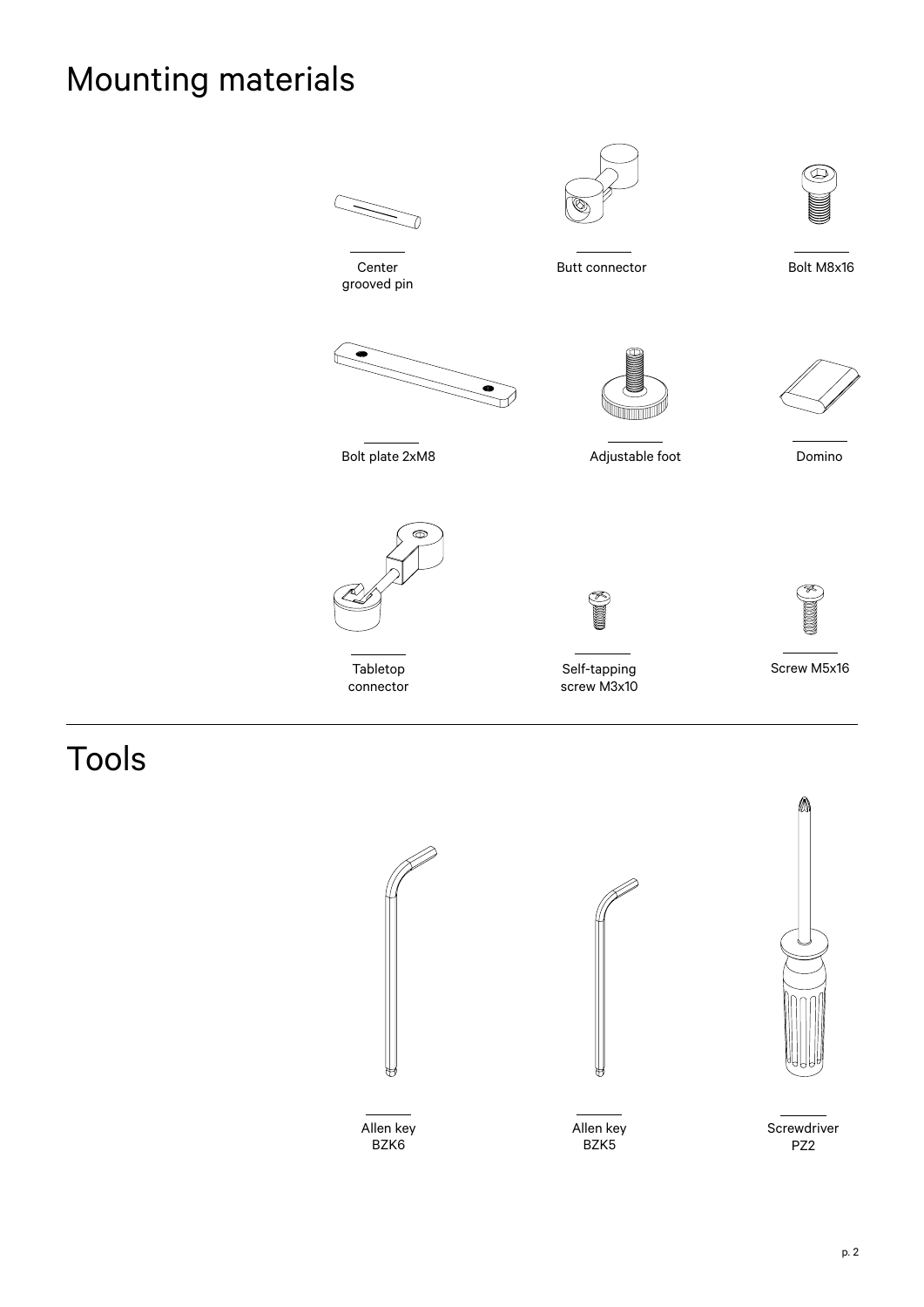# Mounting materials

Center grooved pin

Butt connector

Bolt M8x16

Bolt plate 2xM8

Adjustable foot

Domino

Tabletop connector

Self-tapping screw M3x10

Screw M5x16

# Tools

Allen key BZK6

Allen key BZK5

Screwdriver PZ2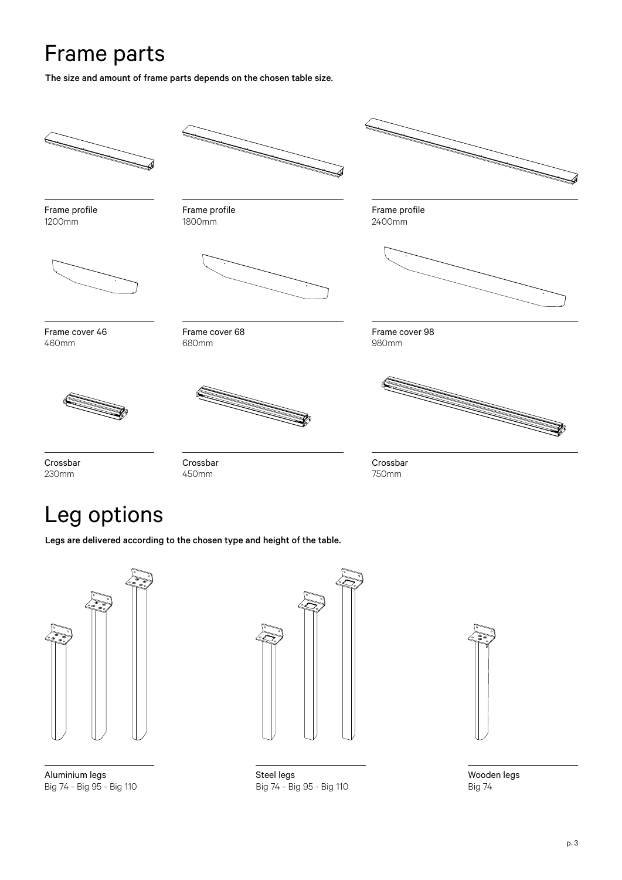# Frame parts

**The size and amount of frame parts depends on the chosen table size.**

Frame profile
1200mm

Frame profile
1800mm

Frame profile
2400mm

Frame cover 46
460mm

Frame cover 68
680mm

Frame cover 98
980mm

Crossbar
230mm

Crossbar
450mm

Crossbar
750mm

# Leg options

**Legs are delivered according to the chosen type and height of the table.**

Aluminium legs
Big 74 - Big 95 - Big 110

Steel legs
Big 74 - Big 95 - Big 110

Wooden legs
Big 74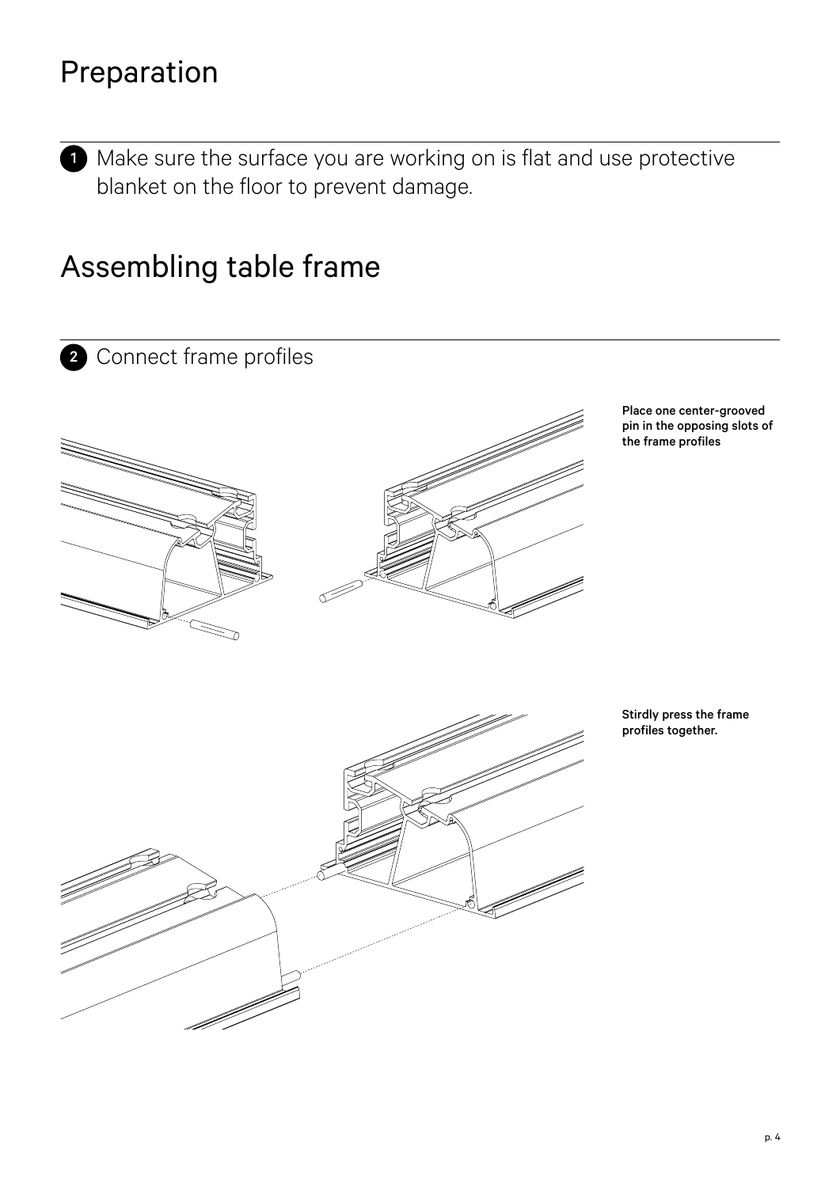# Preparation

1. Make sure the surface you are working on is flat and use protective blanket on the floor to prevent damage.

# Assembling table frame

2. Connect frame profiles

**Place one center-grooved pin in the opposing slots of the frame profiles**

**Stirdly press the frame profiles together.**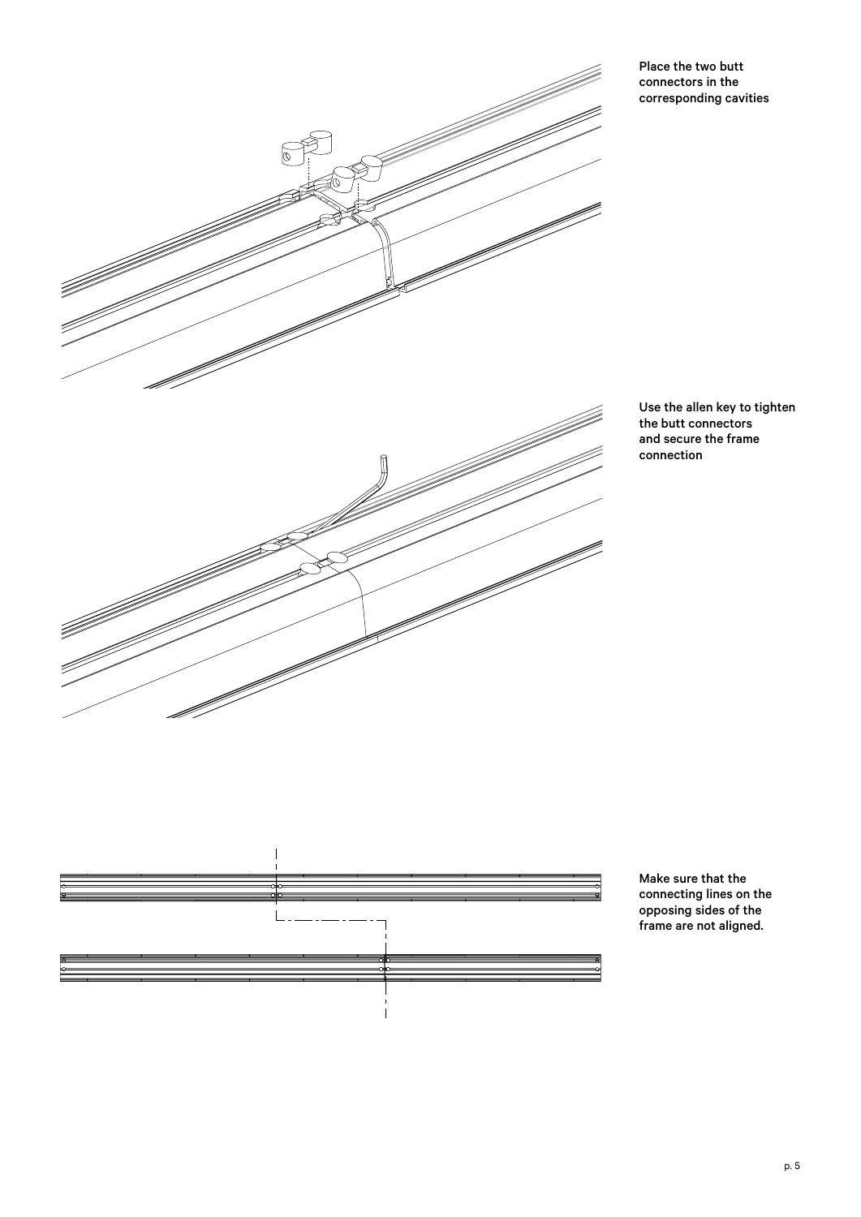Place the two butt connectors in the corresponding cavities

Use the allen key to tighten the butt connectors and secure the frame connection

Make sure that the connecting lines on the opposing sides of the frame are not aligned.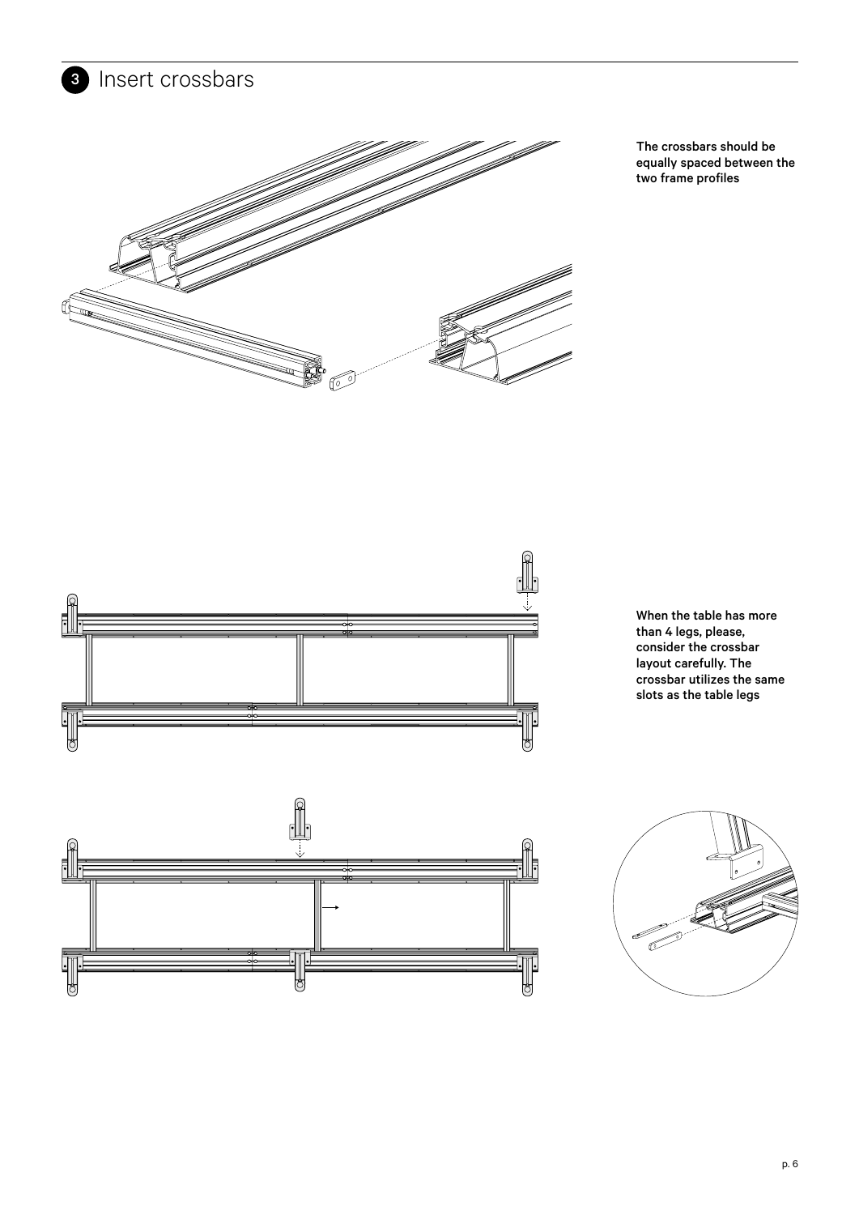## 3 Insert crossbars

**The crossbars should be equally spaced between the two frame profiles**

**When the table has more than 4 legs, please, consider the crossbar layout carefully. The crossbar utilizes the same slots as the table legs**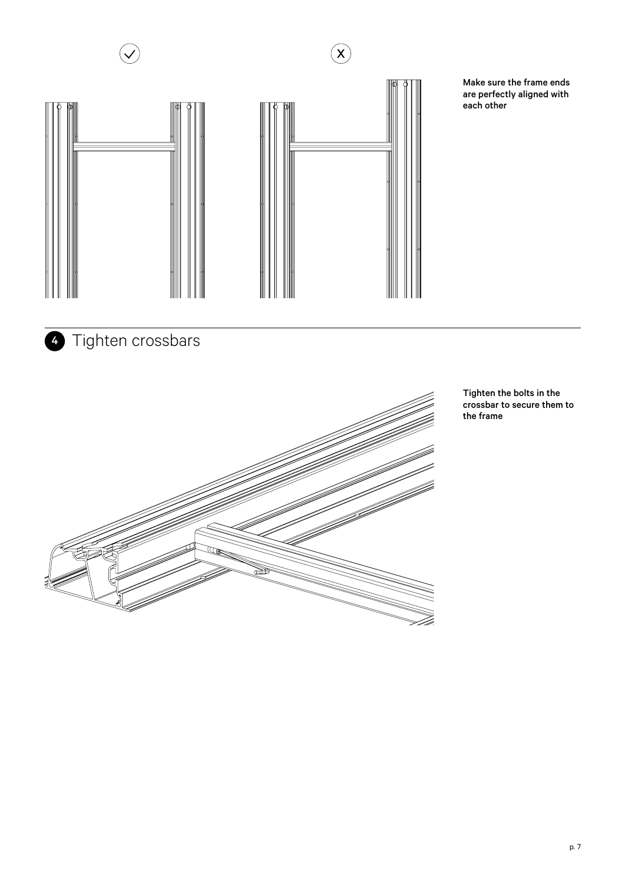✓ ✗

Make sure the frame ends are perfectly aligned with each other

## 4 Tighten crossbars

Tighten the bolts in the crossbar to secure them to the frame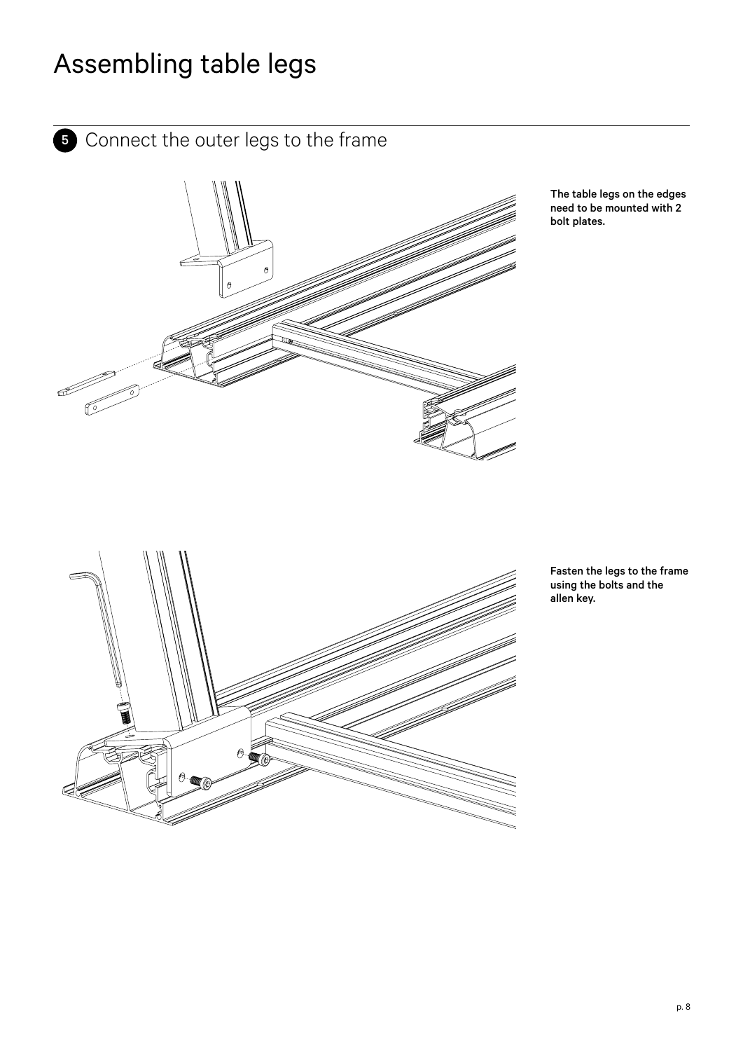# Assembling table legs

## 5 Connect the outer legs to the frame

**The table legs on the edges need to be mounted with 2 bolt plates.**

**Fasten the legs to the frame using the bolts and the allen key.**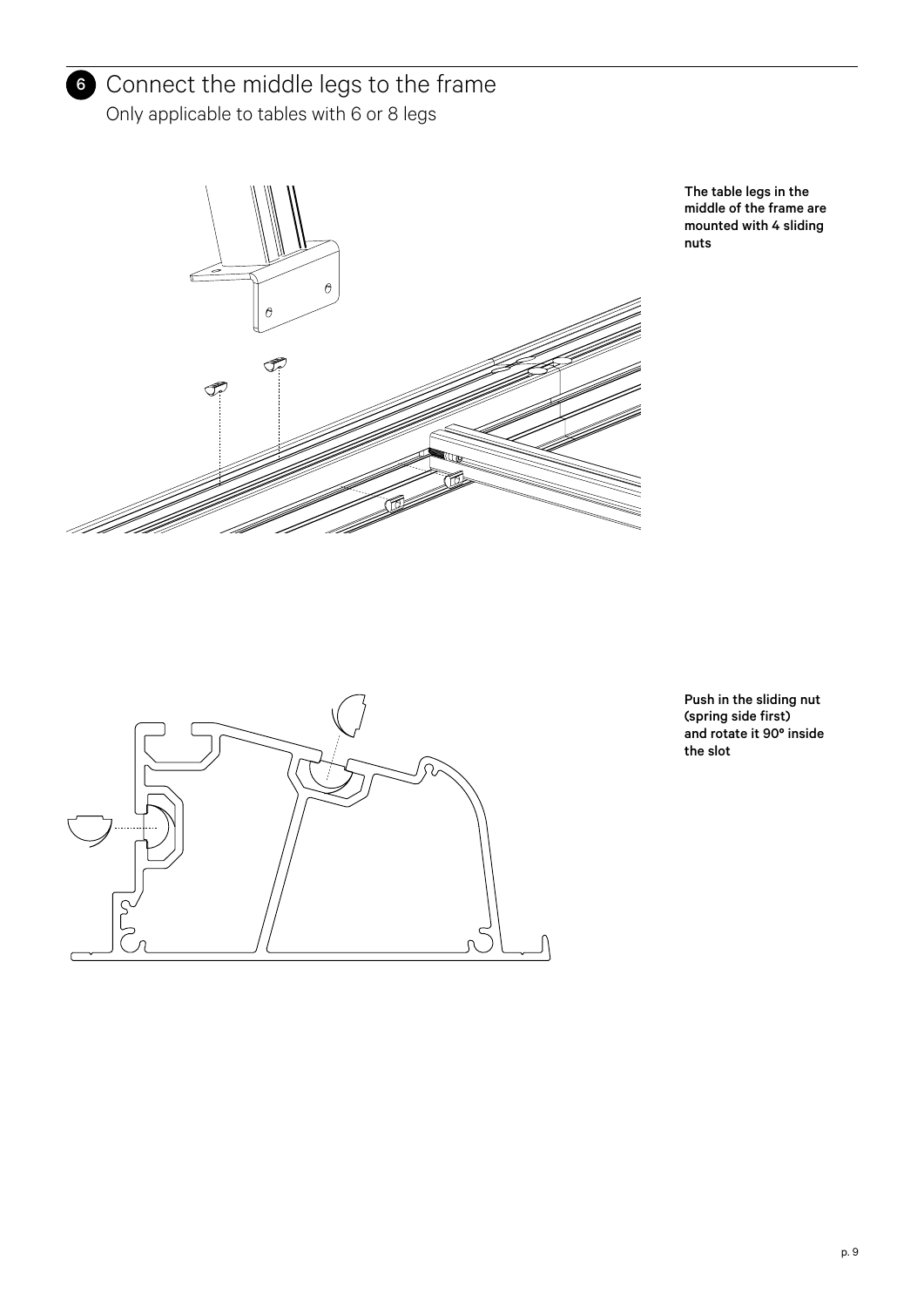## 6 Connect the middle legs to the frame

Only applicable to tables with 6 or 8 legs

**The table legs in the middle of the frame are mounted with 4 sliding nuts**

**Push in the sliding nut (spring side first) and rotate it 90° inside the slot**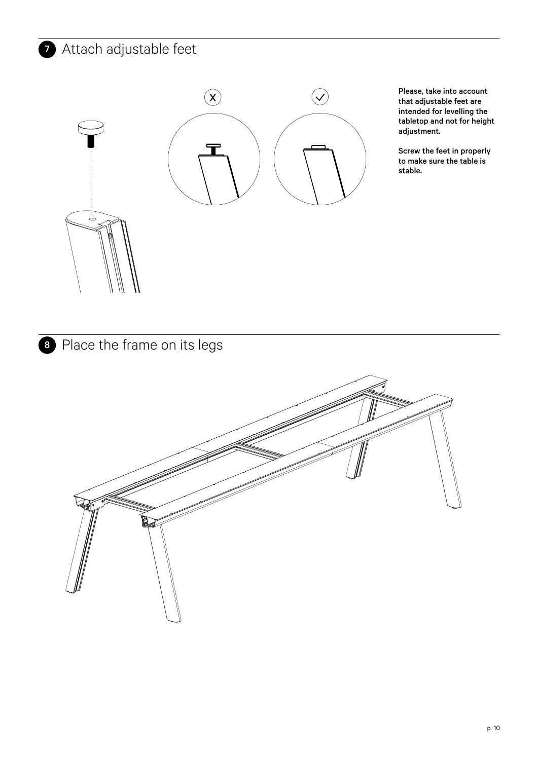## 7 Attach adjustable feet

X

✓

**Please, take into account that adjustable feet are intended for levelling the tabletop and not for height adjustment.**

**Screw the feet in properly to make sure the table is stable.**

## 8 Place the frame on its legs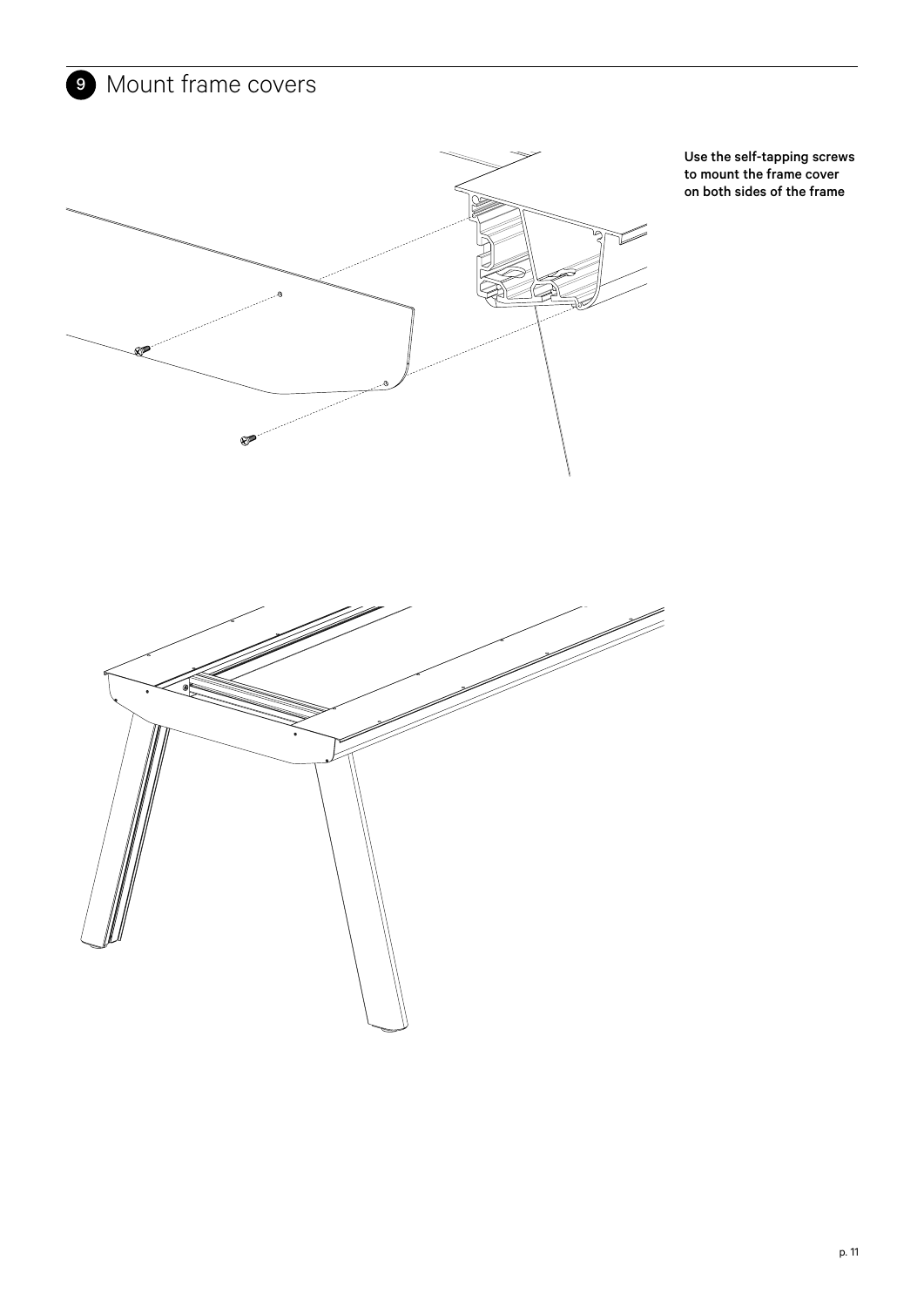## 9 Mount frame covers

**Use the self-tapping screws to mount the frame cover on both sides of the frame**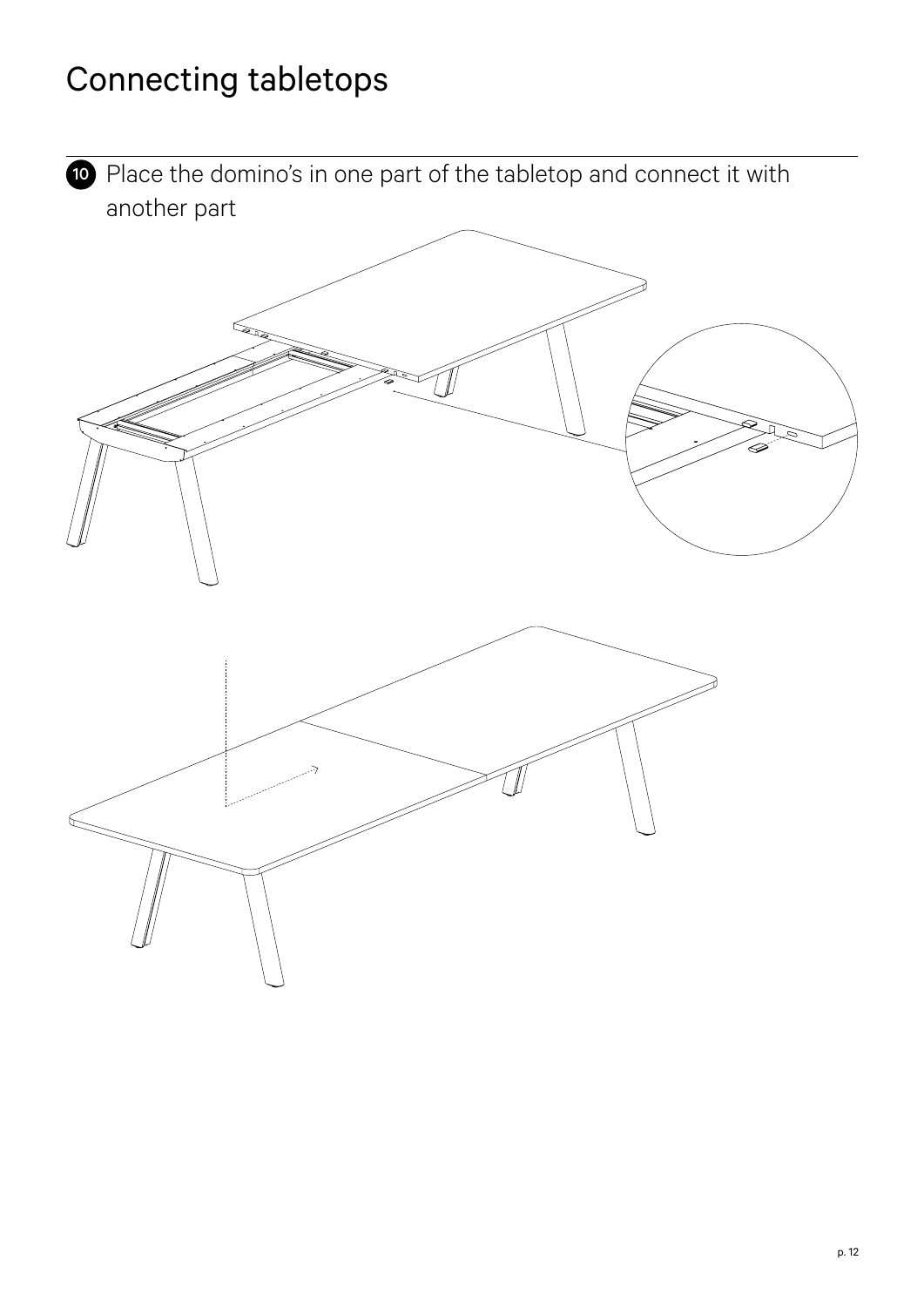# Connecting tabletops

10 Place the domino's in one part of the tabletop and connect it with another part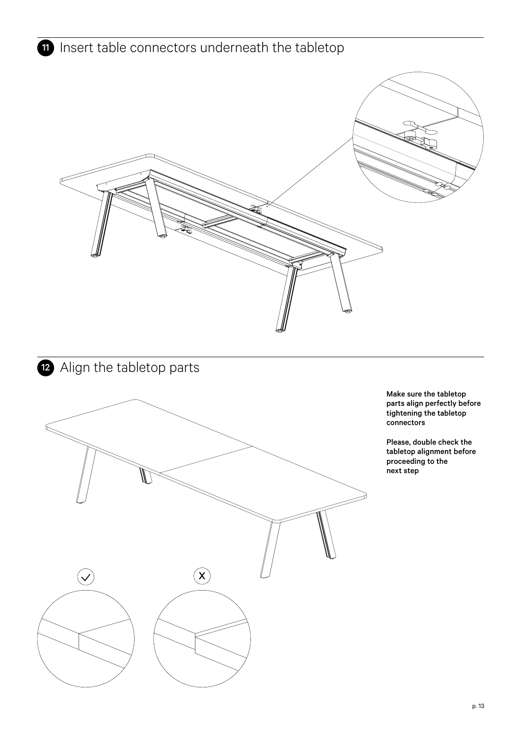## 11 Insert table connectors underneath the tabletop

## 12 Align the tabletop parts

**Make sure the tabletop parts align perfectly before tightening the tabletop connectors**

**Please, double check the tabletop alignment before proceeding to the next step**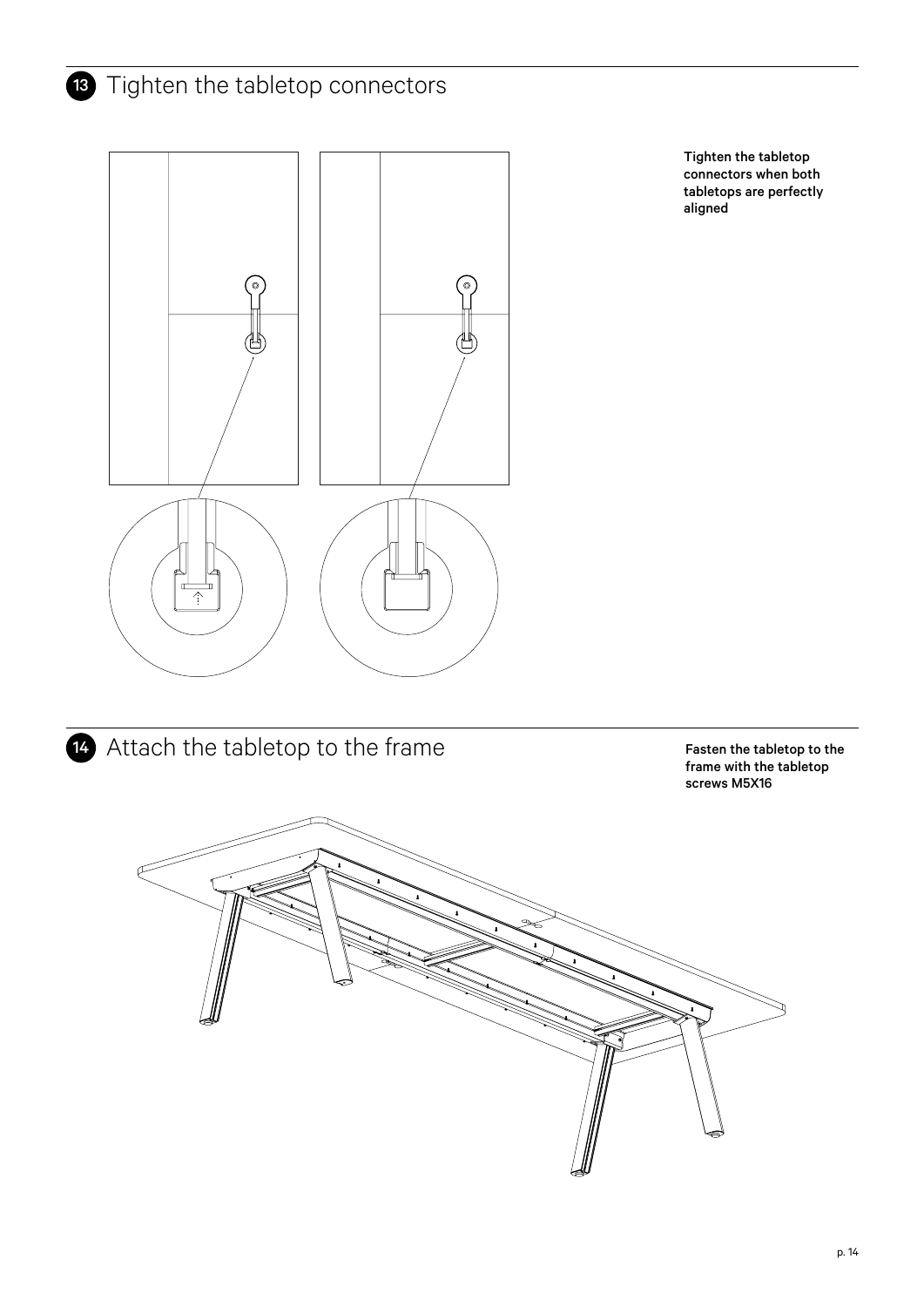## 13 Tighten the tabletop connectors

Tighten the tabletop connectors when both tabletops are perfectly aligned

## 14 Attach the tabletop to the frame

Fasten the tabletop to the frame with the tabletop screws M5X16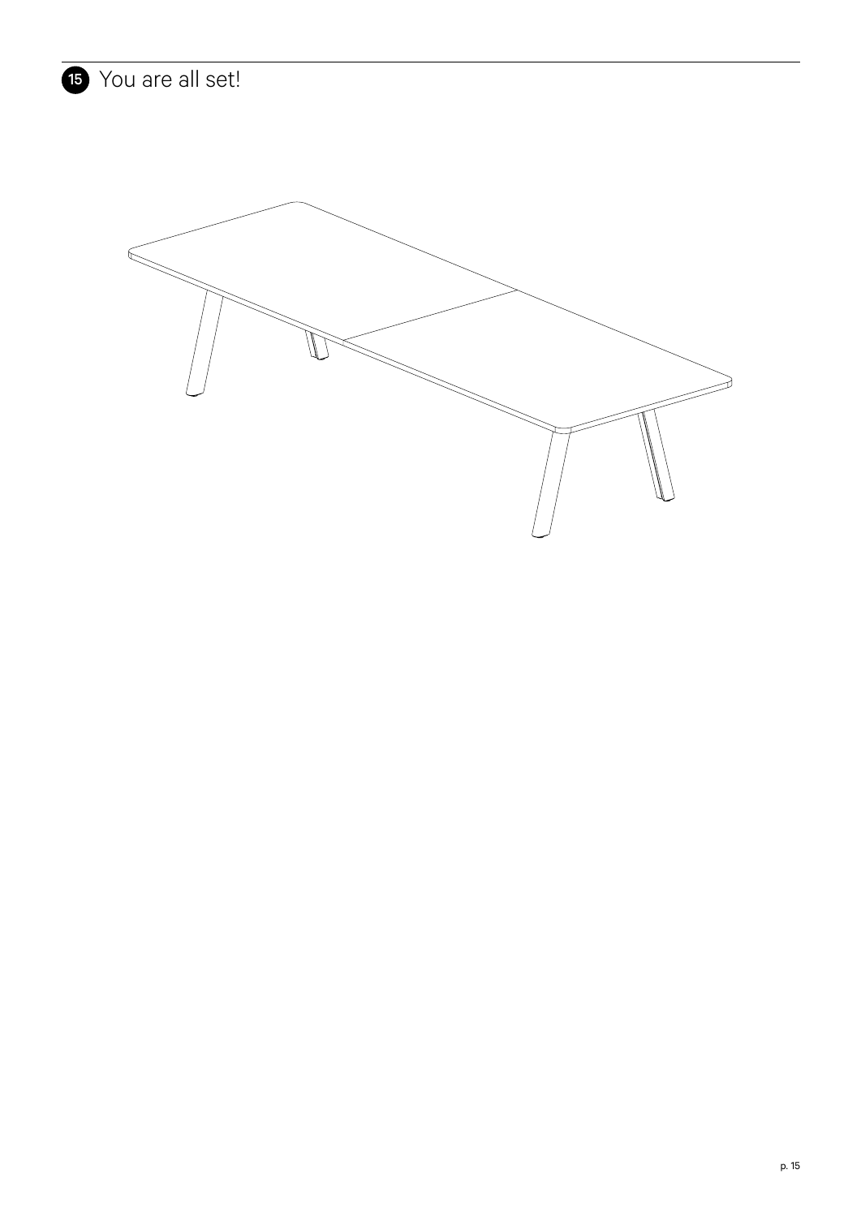## 15 You are all set!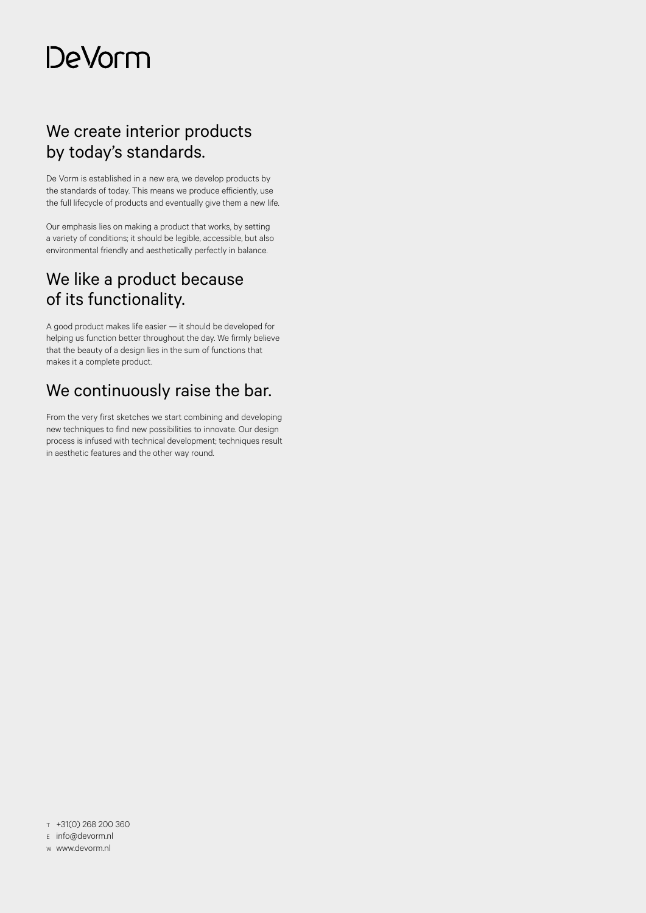# DeVorm

## We create interior products by today's standards.

De Vorm is established in a new era, we develop products by the standards of today. This means we produce efficiently, use the full lifecycle of products and eventually give them a new life.

Our emphasis lies on making a product that works, by setting a variety of conditions; it should be legible, accessible, but also environmental friendly and aesthetically perfectly in balance.

## We like a product because of its functionality.

A good product makes life easier — it should be developed for helping us function better throughout the day. We firmly believe that the beauty of a design lies in the sum of functions that makes it a complete product.

## We continuously raise the bar.

From the very first sketches we start combining and developing new techniques to find new possibilities to innovate. Our design process is infused with technical development; techniques result in aesthetic features and the other way round.

T +31(0) 268 200 360
E info@devorm.nl
W www.devorm.nl